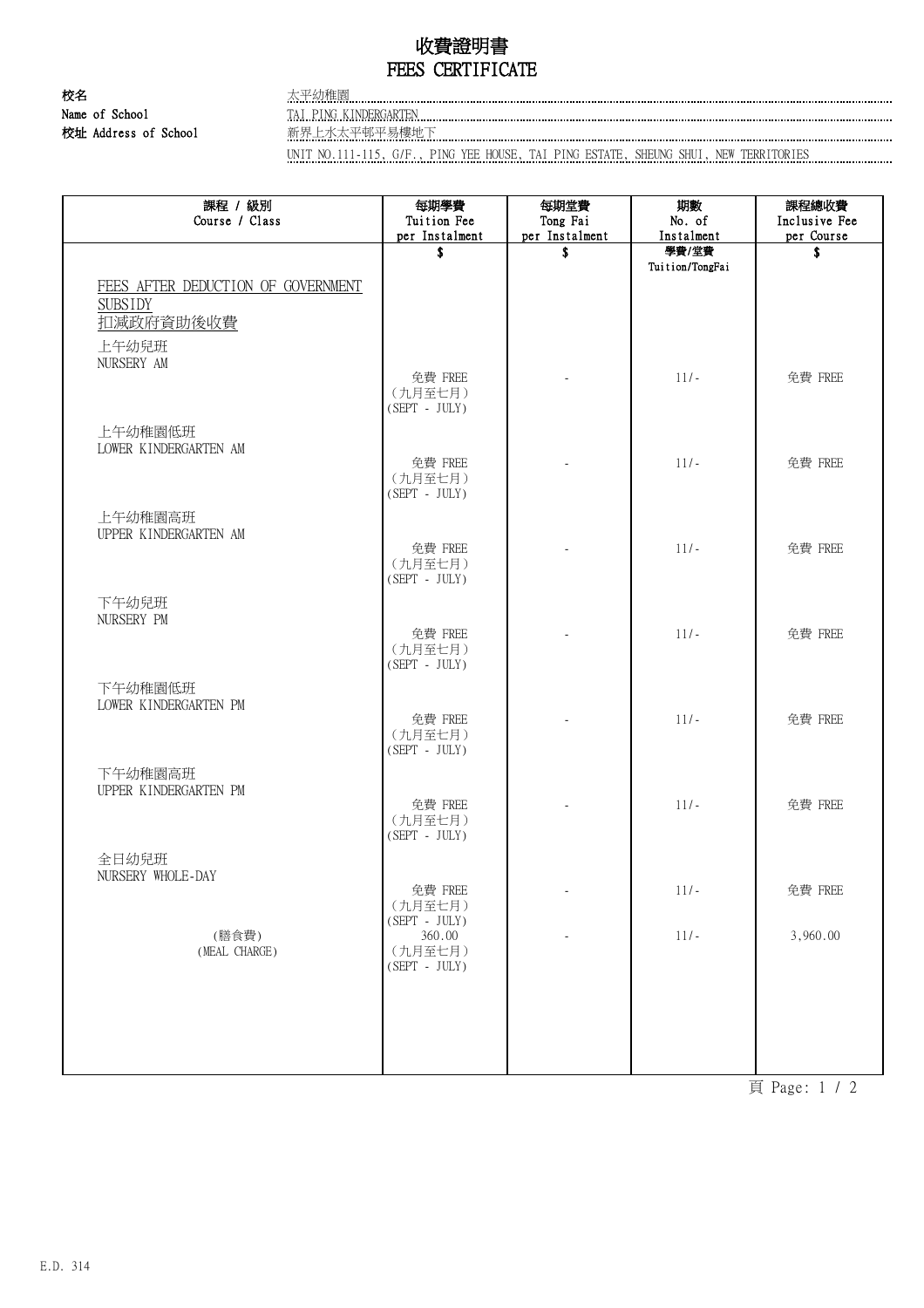# 收費證明書
# FEES CERTIFICATE

**校名** 太平幼稚園
**Name of School** TAI PING KINDERGARTEN
**校址 Address of School** 新界上水太平邨平易樓地下
UNIT NO.111-115, G/F., PING YEE HOUSE, TAI PING ESTATE, SHEUNG SHUI, NEW TERRITORIES

| 課程 / 級別<br>Course / Class | 每期學費<br>Tuition Fee<br>per Instalment | 每期堂費<br>Tong Fai<br>per Instalment | 期數<br>No. of<br>Instalment | 課程總收費<br>Inclusive Fee<br>per Course |
|---|---|---|---|---|
| | $ | $ | 學費/堂費<br>Tuition/TongFai | $ |
| FEES AFTER DEDUCTION OF GOVERNMENT SUBSIDY<br>扣減政府資助後收費 | | | | |
| 上午幼兒班<br>NURSERY AM | 免費 FREE<br>（九月至七月）<br>(SEPT - JULY) | - | 11/- | 免費 FREE |
| 上午幼稚園低班<br>LOWER KINDERGARTEN AM | 免費 FREE<br>（九月至七月）<br>(SEPT - JULY) | - | 11/- | 免費 FREE |
| 上午幼稚園高班<br>UPPER KINDERGARTEN AM | 免費 FREE<br>（九月至七月）<br>(SEPT - JULY) | - | 11/- | 免費 FREE |
| 下午幼兒班<br>NURSERY PM | 免費 FREE<br>（九月至七月）<br>(SEPT - JULY) | - | 11/- | 免費 FREE |
| 下午幼稚園低班<br>LOWER KINDERGARTEN PM | 免費 FREE<br>（九月至七月）<br>(SEPT - JULY) | - | 11/- | 免費 FREE |
| 下午幼稚園高班<br>UPPER KINDERGARTEN PM | 免費 FREE<br>（九月至七月）<br>(SEPT - JULY) | - | 11/- | 免費 FREE |
| 全日幼兒班<br>NURSERY WHOLE-DAY | 免費 FREE<br>（九月至七月）<br>(SEPT - JULY) | - | 11/- | 免費 FREE |
| (膳食費)<br>(MEAL CHARGE) | 360.00<br>（九月至七月）<br>(SEPT - JULY) | - | 11/- | 3,960.00 |

E.D. 314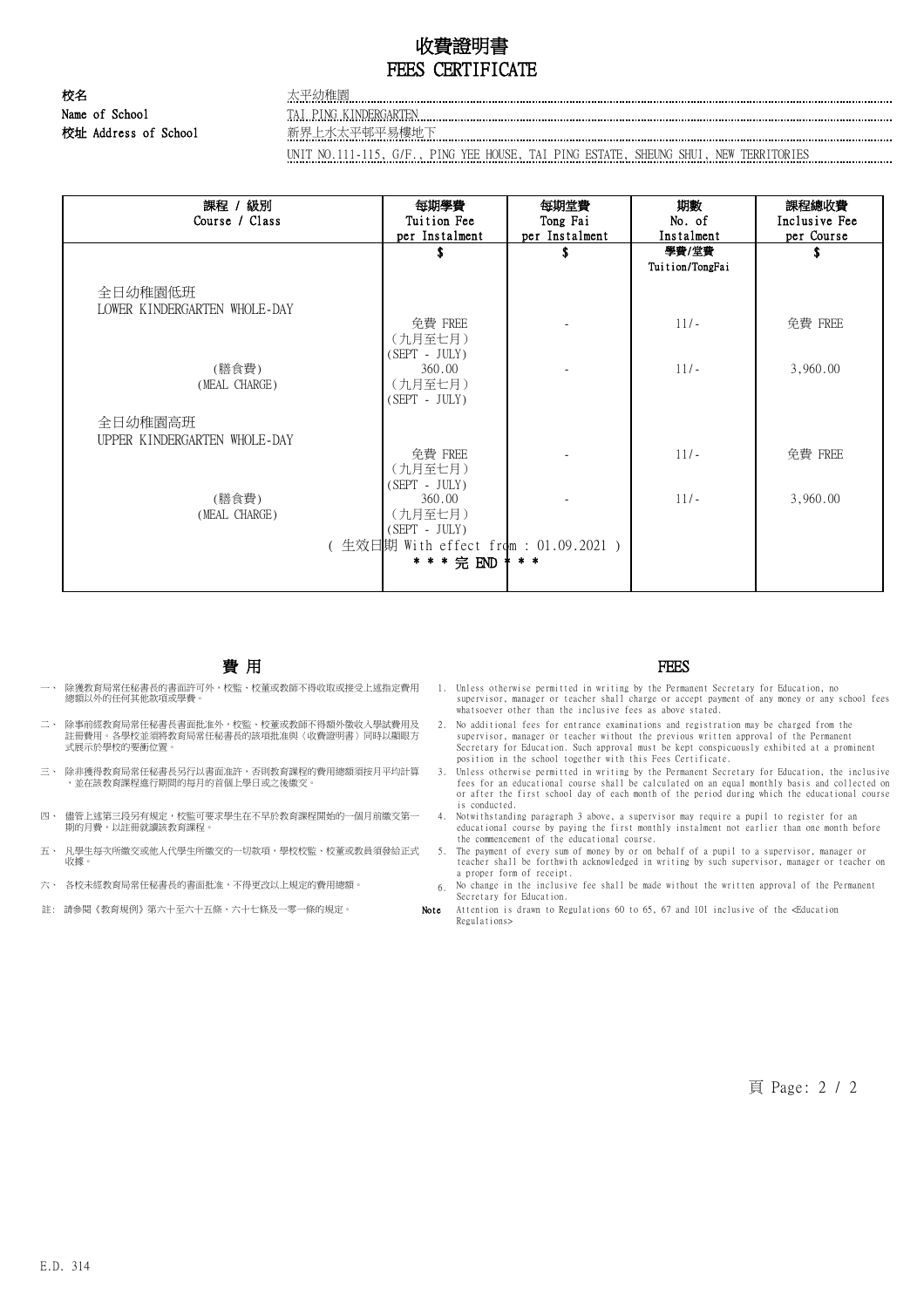# 收費證明書
# FEES CERTIFICATE

**校名** 太平幼稚園
**Name of School** TAI PING KINDERGARTEN
**校址 Address of School** 新界上水太平邨平易樓地下
UNIT NO.111-115, G/F., PING YEE HOUSE, TAI PING ESTATE, SHEUNG SHUI, NEW TERRITORIES

| 課程 / 級別 Course / Class | 每期學費 Tuition Fee per Instalment | 每期堂費 Tong Fai per Instalment | 期數 No. of Instalment | 課程總收費 Inclusive Fee per Course |
|---|---|---|---|---|
| | $ | $ | 學費/堂費 Tuition/TongFai | $ |
| 全日幼稚園低班 LOWER KINDERGARTEN WHOLE-DAY | | | | |
| | 免費 FREE (九月至七月) (SEPT - JULY) | - | 11/- | 免費 FREE |
| (膳食費) (MEAL CHARGE) | 360.00 (九月至七月) (SEPT - JULY) | - | 11/- | 3,960.00 |
| 全日幼稚園高班 UPPER KINDERGARTEN WHOLE-DAY | | | | |
| | 免費 FREE (九月至七月) (SEPT - JULY) | - | 11/- | 免費 FREE |
| (膳食費) (MEAL CHARGE) | 360.00 (九月至七月) (SEPT - JULY) | - | 11/- | 3,960.00 |

( 生效日期 With effect from : 01.09.2021 )

* * * 完 END * * *

## 費 用

一、 除獲教育局常任秘書長的書面許可外，校監、校董或教師不得收取或接受上述指定費用總額以外的任何其他款項或學費。

二、 除事前經教育局常任秘書長書面批准外，校監、校董或教師不得額外徵收入學試費用及註冊費用。各學校並須將教育局常任秘書長的該項批准與〈收費證明書〉同時以顯眼方式展示於學校的要衝位置。

三、 除非獲得教育局常任秘書長另行以書面准許，否則教育課程的費用總額須按月平均計算，並在該教育課程進行期間的每月的首個上學日或之後繳交。

四、 儘管上述第三段另有規定，校監可要求學生在不早於教育課程開始的一個月前繳交第一期的月費，以註冊就讀該教育課程。

五、 凡學生每次所繳交或他人代學生所繳交的一切款項，學校校監、校董或教員須發給正式收據。

六、 各校未經教育局常任秘書長的書面批准，不得更改以上規定的費用總額。

註： 請參閱《教育規例》第六十至六十五條、六十七條及一零一條的規定。

## FEES

1. Unless otherwise permitted in writing by the Permanent Secretary for Education, no supervisor, manager or teacher shall charge or accept payment of any money or any school fees whatsoever other than the inclusive fees as above stated.
2. No additional fees for entrance examinations and registration may be charged from the supervisor, manager or teacher without the previous written approval of the Permanent Secretary for Education. Such approval must be kept conspicuously exhibited at a prominent position in the school together with this Fees Certificate.
3. Unless otherwise permitted in writing by the Permanent Secretary for Education, the inclusive fees for an educational course shall be calculated on an equal monthly basis and collected on or after the first school day of each month of the period during which the educational course is conducted.
4. Notwithstanding paragraph 3 above, a supervisor may require a pupil to register for an educational course by paying the first monthly instalment not earlier than one month before the commencement of the educational course.
5. The payment of every sum of money by or on behalf of a pupil to a supervisor, manager or teacher shall be forthwith acknowledged in writing by such supervisor, manager or teacher on a proper form of receipt.
6. No change in the inclusive fee shall be made without the written approval of the Permanent Secretary for Education.

**Note** Attention is drawn to Regulations 60 to 65, 67 and 101 inclusive of the <Education Regulations>

E.D. 314